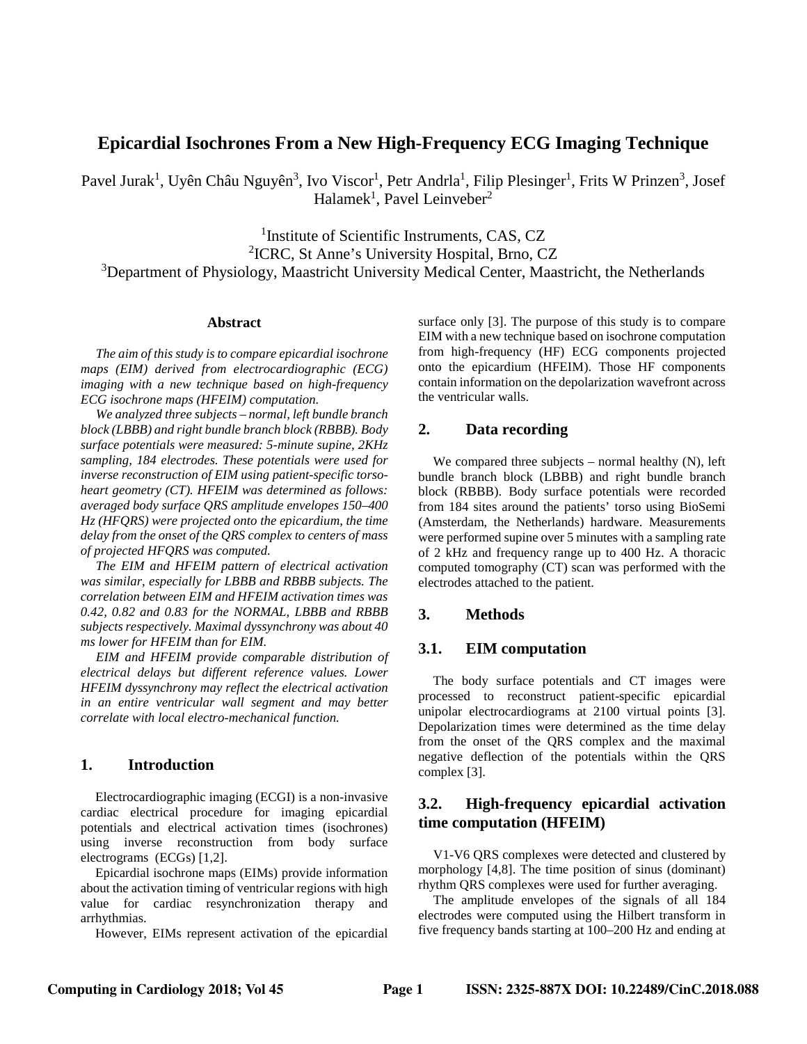# Epicardial Isochrones From a New High-Frequency ECG Imaging Technique

Pavel Jurak[1], Uyên Châu Nguyên[3], Ivo Viscor[1], Petr Andrla[1], Filip Plesinger[1], Frits W Prinzen[3], Josef Halamek[1], Pavel Leinveber[2]

[1]Institute of Scientific Instruments, CAS, CZ
[2]ICRC, St Anne's University Hospital, Brno, CZ
[3]Department of Physiology, Maastricht University Medical Center, Maastricht, the Netherlands

## Abstract

*The aim of this study is to compare epicardial isochrone maps (EIM) derived from electrocardiographic (ECG) imaging with a new technique based on high-frequency ECG isochrone maps (HFEIM) computation.*

*We analyzed three subjects – normal, left bundle branch block (LBBB) and right bundle branch block (RBBB). Body surface potentials were measured: 5-minute supine, 2KHz sampling, 184 electrodes. These potentials were used for inverse reconstruction of EIM using patient-specific torso-heart geometry (CT). HFEIM was determined as follows: averaged body surface QRS amplitude envelopes 150–400 Hz (HFQRS) were projected onto the epicardium, the time delay from the onset of the QRS complex to centers of mass of projected HFQRS was computed.*

*The EIM and HFEIM pattern of electrical activation was similar, especially for LBBB and RBBB subjects. The correlation between EIM and HFEIM activation times was 0.42, 0.82 and 0.83 for the NORMAL, LBBB and RBBB subjects respectively. Maximal dyssynchrony was about 40 ms lower for HFEIM than for EIM.*

*EIM and HFEIM provide comparable distribution of electrical delays but different reference values. Lower HFEIM dyssynchrony may reflect the electrical activation in an entire ventricular wall segment and may better correlate with local electro-mechanical function.*

## 1. Introduction

Electrocardiographic imaging (ECGI) is a non-invasive cardiac electrical procedure for imaging epicardial potentials and electrical activation times (isochrones) using inverse reconstruction from body surface electrograms (ECGs) [1,2].

Epicardial isochrone maps (EIMs) provide information about the activation timing of ventricular regions with high value for cardiac resynchronization therapy and arrhythmias.

However, EIMs represent activation of the epicardial surface only [3]. The purpose of this study is to compare EIM with a new technique based on isochrone computation from high-frequency (HF) ECG components projected onto the epicardium (HFEIM). Those HF components contain information on the depolarization wavefront across the ventricular walls.

## 2. Data recording

We compared three subjects – normal healthy (N), left bundle branch block (LBBB) and right bundle branch block (RBBB). Body surface potentials were recorded from 184 sites around the patients' torso using BioSemi (Amsterdam, the Netherlands) hardware. Measurements were performed supine over 5 minutes with a sampling rate of 2 kHz and frequency range up to 400 Hz. A thoracic computed tomography (CT) scan was performed with the electrodes attached to the patient.

## 3. Methods

### 3.1. EIM computation

The body surface potentials and CT images were processed to reconstruct patient-specific epicardial unipolar electrocardiograms at 2100 virtual points [3]. Depolarization times were determined as the time delay from the onset of the QRS complex and the maximal negative deflection of the potentials within the QRS complex [3].

### 3.2. High-frequency epicardial activation time computation (HFEIM)

V1-V6 QRS complexes were detected and clustered by morphology [4,8]. The time position of sinus (dominant) rhythm QRS complexes were used for further averaging.

The amplitude envelopes of the signals of all 184 electrodes were computed using the Hilbert transform in five frequency bands starting at 100–200 Hz and ending at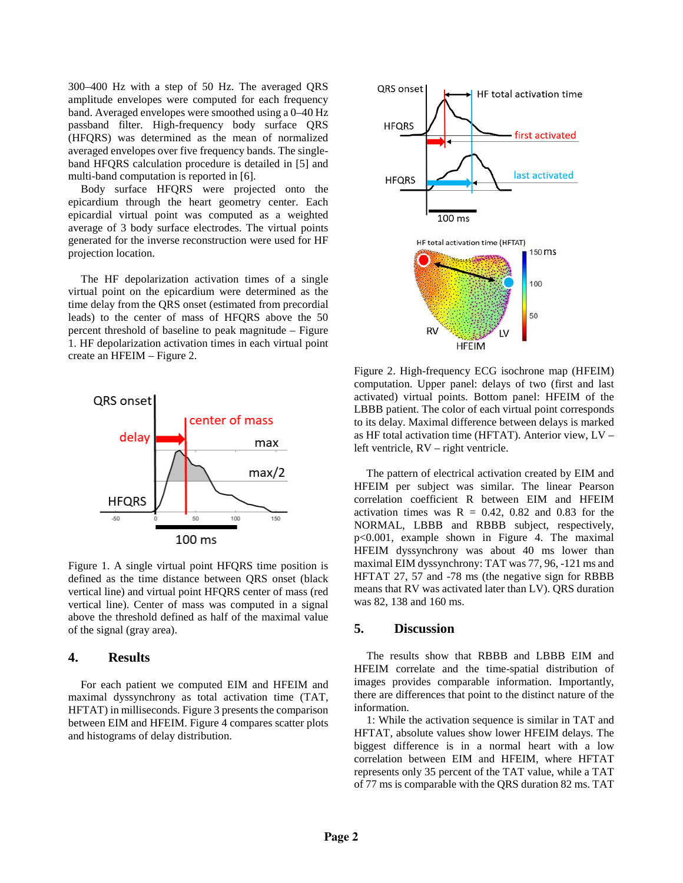300–400 Hz with a step of 50 Hz. The averaged QRS amplitude envelopes were computed for each frequency band. Averaged envelopes were smoothed using a 0–40 Hz passband filter. High-frequency body surface QRS (HFQRS) was determined as the mean of normalized averaged envelopes over five frequency bands. The single-band HFQRS calculation procedure is detailed in [5] and multi-band computation is reported in [6].

Body surface HFQRS were projected onto the epicardium through the heart geometry center. Each epicardial virtual point was computed as a weighted average of 3 body surface electrodes. The virtual points generated for the inverse reconstruction were used for HF projection location.

The HF depolarization activation times of a single virtual point on the epicardium were determined as the time delay from the QRS onset (estimated from precordial leads) to the center of mass of HFQRS above the 50 percent threshold of baseline to peak magnitude – Figure 1. HF depolarization activation times in each virtual point create an HFEIM – Figure 2.

Figure 1. A single virtual point HFQRS time position is defined as the time distance between QRS onset (black vertical line) and virtual point HFQRS center of mass (red vertical line). Center of mass was computed in a signal above the threshold defined as half of the maximal value of the signal (gray area).

## 4. Results

For each patient we computed EIM and HFEIM and maximal dyssynchrony as total activation time (TAT, HFTAT) in milliseconds. Figure 3 presents the comparison between EIM and HFEIM. Figure 4 compares scatter plots and histograms of delay distribution.

Figure 2. High-frequency ECG isochrone map (HFEIM) computation. Upper panel: delays of two (first and last activated) virtual points. Bottom panel: HFEIM of the LBBB patient. The color of each virtual point corresponds to its delay. Maximal difference between delays is marked as HF total activation time (HFTAT). Anterior view, LV – left ventricle, RV – right ventricle.

The pattern of electrical activation created by EIM and HFEIM per subject was similar. The linear Pearson correlation coefficient R between EIM and HFEIM activation times was R = 0.42, 0.82 and 0.83 for the NORMAL, LBBB and RBBB subject, respectively, $p<0.001$, example shown in Figure 4. The maximal HFEIM dyssynchrony was about 40 ms lower than maximal EIM dyssynchrony: TAT was 77, 96, -121 ms and HFTAT 27, 57 and -78 ms (the negative sign for RBBB means that RV was activated later than LV). QRS duration was 82, 138 and 160 ms.

## 5. Discussion

The results show that RBBB and LBBB EIM and HFEIM correlate and the time-spatial distribution of images provides comparable information. Importantly, there are differences that point to the distinct nature of the information.

1: While the activation sequence is similar in TAT and HFTAT, absolute values show lower HFEIM delays. The biggest difference is in a normal heart with a low correlation between EIM and HFEIM, where HFTAT represents only 35 percent of the TAT value, while a TAT of 77 ms is comparable with the QRS duration 82 ms. TAT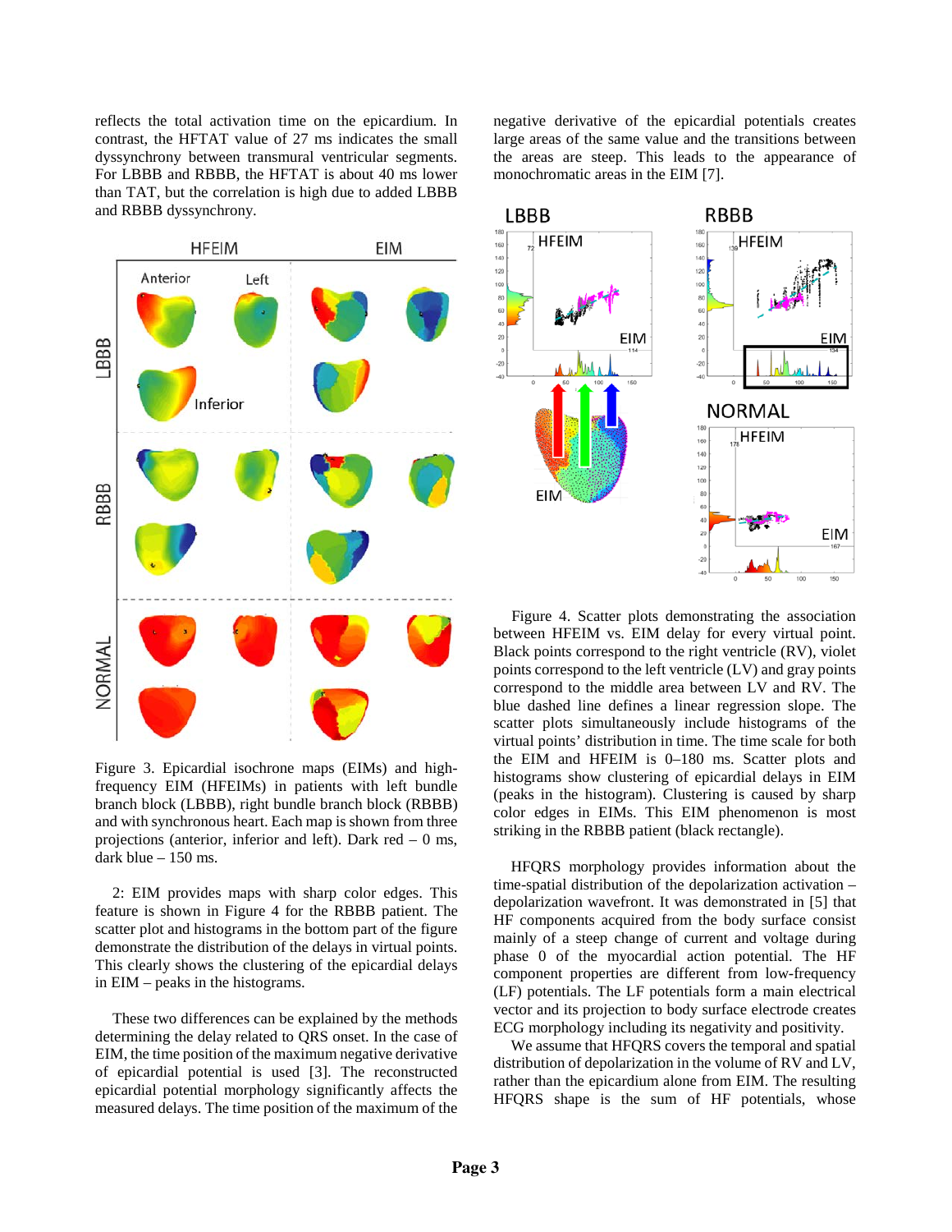reflects the total activation time on the epicardium. In contrast, the HFTAT value of 27 ms indicates the small dyssynchrony between transmural ventricular segments. For LBBB and RBBB, the HFTAT is about 40 ms lower than TAT, but the correlation is high due to added LBBB and RBBB dyssynchrony.

Figure 3. Epicardial isochrone maps (EIMs) and high-frequency EIM (HFEIMs) in patients with left bundle branch block (LBBB), right bundle branch block (RBBB) and with synchronous heart. Each map is shown from three projections (anterior, inferior and left). Dark red – 0 ms, dark blue – 150 ms.

2: EIM provides maps with sharp color edges. This feature is shown in Figure 4 for the RBBB patient. The scatter plot and histograms in the bottom part of the figure demonstrate the distribution of the delays in virtual points. This clearly shows the clustering of the epicardial delays in EIM – peaks in the histograms.

These two differences can be explained by the methods determining the delay related to QRS onset. In the case of EIM, the time position of the maximum negative derivative of epicardial potential is used [3]. The reconstructed epicardial potential morphology significantly affects the measured delays. The time position of the maximum of the negative derivative of the epicardial potentials creates large areas of the same value and the transitions between the areas are steep. This leads to the appearance of monochromatic areas in the EIM [7].

Figure 4. Scatter plots demonstrating the association between HFEIM vs. EIM delay for every virtual point. Black points correspond to the right ventricle (RV), violet points correspond to the left ventricle (LV) and gray points correspond to the middle area between LV and RV. The blue dashed line defines a linear regression slope. The scatter plots simultaneously include histograms of the virtual points' distribution in time. The time scale for both the EIM and HFEIM is 0–180 ms. Scatter plots and histograms show clustering of epicardial delays in EIM (peaks in the histogram). Clustering is caused by sharp color edges in EIMs. This EIM phenomenon is most striking in the RBBB patient (black rectangle).

HFQRS morphology provides information about the time-spatial distribution of the depolarization activation – depolarization wavefront. It was demonstrated in [5] that HF components acquired from the body surface consist mainly of a steep change of current and voltage during phase 0 of the myocardial action potential. The HF component properties are different from low-frequency (LF) potentials. The LF potentials form a main electrical vector and its projection to body surface electrode creates ECG morphology including its negativity and positivity.

We assume that HFQRS covers the temporal and spatial distribution of depolarization in the volume of RV and LV, rather than the epicardium alone from EIM. The resulting HFQRS shape is the sum of HF potentials, whose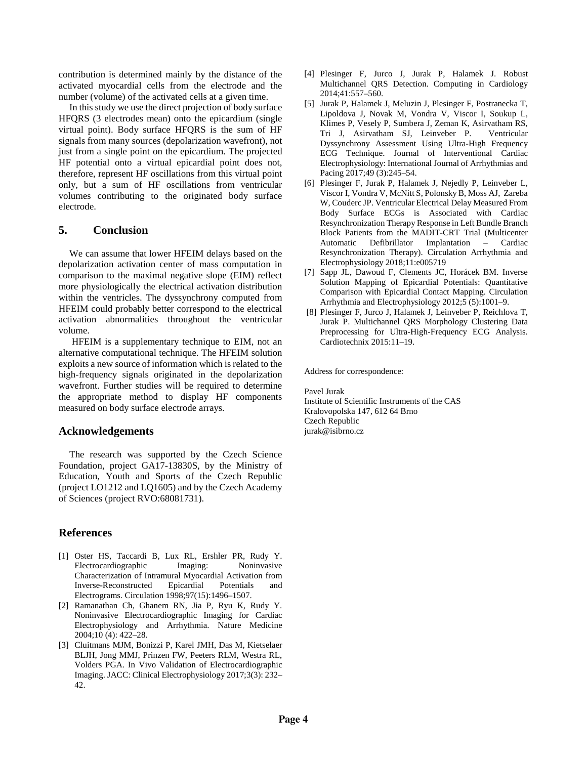contribution is determined mainly by the distance of the activated myocardial cells from the electrode and the number (volume) of the activated cells at a given time.

In this study we use the direct projection of body surface HFQRS (3 electrodes mean) onto the epicardium (single virtual point). Body surface HFQRS is the sum of HF signals from many sources (depolarization wavefront), not just from a single point on the epicardium. The projected HF potential onto a virtual epicardial point does not, therefore, represent HF oscillations from this virtual point only, but a sum of HF oscillations from ventricular volumes contributing to the originated body surface electrode.

## 5. Conclusion

We can assume that lower HFEIM delays based on the depolarization activation center of mass computation in comparison to the maximal negative slope (EIM) reflect more physiologically the electrical activation distribution within the ventricles. The dyssynchrony computed from HFEIM could probably better correspond to the electrical activation abnormalities throughout the ventricular volume.

HFEIM is a supplementary technique to EIM, not an alternative computational technique. The HFEIM solution exploits a new source of information which is related to the high-frequency signals originated in the depolarization wavefront. Further studies will be required to determine the appropriate method to display HF components measured on body surface electrode arrays.

## Acknowledgements

The research was supported by the Czech Science Foundation, project GA17-13830S, by the Ministry of Education, Youth and Sports of the Czech Republic (project LO1212 and LQ1605) and by the Czech Academy of Sciences (project RVO:68081731).

## References

[1] Oster HS, Taccardi B, Lux RL, Ershler PR, Rudy Y. Electrocardiographic Imaging: Noninvasive Characterization of Intramural Myocardial Activation from Inverse-Reconstructed Epicardial Potentials and Electrograms. Circulation 1998;97(15):1496–1507.

[2] Ramanathan Ch, Ghanem RN, Jia P, Ryu K, Rudy Y. Noninvasive Electrocardiographic Imaging for Cardiac Electrophysiology and Arrhythmia. Nature Medicine 2004;10 (4): 422–28.

[3] Cluitmans MJM, Bonizzi P, Karel JMH, Das M, Kietselaer BLJH, Jong MMJ, Prinzen FW, Peeters RLM, Westra RL, Volders PGA. In Vivo Validation of Electrocardiographic Imaging. JACC: Clinical Electrophysiology 2017;3(3): 232–42.

[4] Plesinger F, Jurco J, Jurak P, Halamek J. Robust Multichannel QRS Detection. Computing in Cardiology 2014;41:557–560.

[5] Jurak P, Halamek J, Meluzin J, Plesinger F, Postranecka T, Lipoldova J, Novak M, Vondra V, Viscor I, Soukup L, Klimes P, Vesely P, Sumbera J, Zeman K, Asirvatham RS, Tri J, Asirvatham SJ, Leinveber P. Ventricular Dyssynchrony Assessment Using Ultra-High Frequency ECG Technique. Journal of Interventional Cardiac Electrophysiology: International Journal of Arrhythmias and Pacing 2017;49 (3):245–54.

[6] Plesinger F, Jurak P, Halamek J, Nejedly P, Leinveber L, Viscor I, Vondra V, McNitt S, Polonsky B, Moss AJ, Zareba W, Couderc JP. Ventricular Electrical Delay Measured From Body Surface ECGs is Associated with Cardiac Resynchronization Therapy Response in Left Bundle Branch Block Patients from the MADIT-CRT Trial (Multicenter Automatic Defibrillator Implantation – Cardiac Resynchronization Therapy). Circulation Arrhythmia and Electrophysiology 2018;11:e005719

[7] Sapp JL, Dawoud F, Clements JC, Horácek BM. Inverse Solution Mapping of Epicardial Potentials: Quantitative Comparison with Epicardial Contact Mapping. Circulation Arrhythmia and Electrophysiology 2012;5 (5):1001–9.

[8] Plesinger F, Jurco J, Halamek J, Leinveber P, Reichlova T, Jurak P. Multichannel QRS Morphology Clustering Data Preprocessing for Ultra-High-Frequency ECG Analysis. Cardiotechnix 2015:11–19.

Address for correspondence:

Pavel Jurak
Institute of Scientific Instruments of the CAS
Kralovopolska 147, 612 64 Brno
Czech Republic
jurak@isibrno.cz